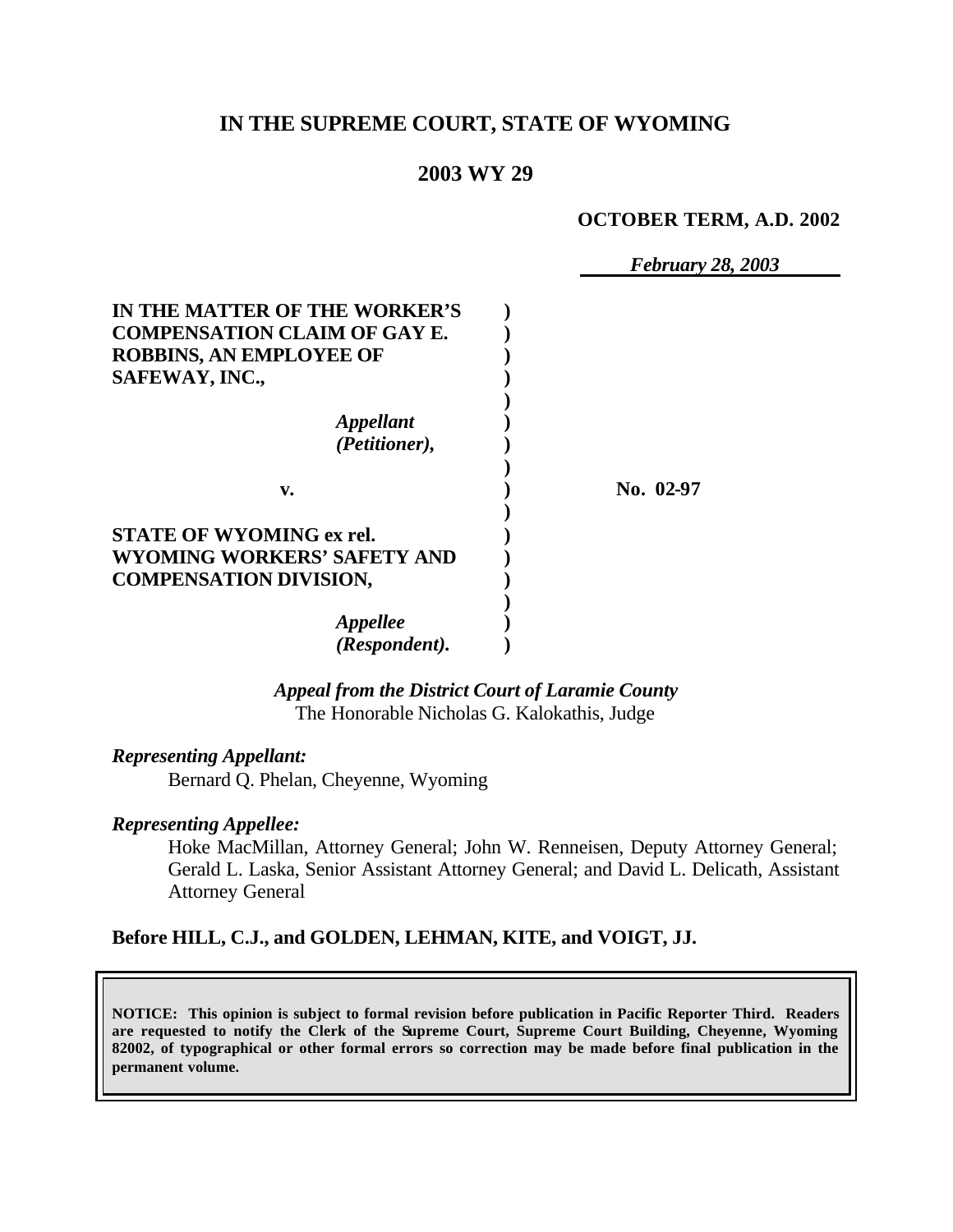# IN THE SUPREME COURT, STATE OF WYOMING

## 2003 WY 29

**OCTOBER TERM, A.D. 2002**

*February 28, 2003*

**IN THE MATTER OF THE WORKER'S COMPENSATION CLAIM OF GAY E. ROBBINS, AN EMPLOYEE OF SAFEWAY, INC.,**

*Appellant (Petitioner),*

**v.**

**No. 02-97**

**STATE OF WYOMING ex rel. WYOMING WORKERS' SAFETY AND COMPENSATION DIVISION,**

*Appellee (Respondent).*

*Appeal from the District Court of Laramie County*
The Honorable Nicholas G. Kalokathis, Judge

*Representing Appellant:*

Bernard Q. Phelan, Cheyenne, Wyoming

*Representing Appellee:*

Hoke MacMillan, Attorney General; John W. Renneisen, Deputy Attorney General; Gerald L. Laska, Senior Assistant Attorney General; and David L. Delicath, Assistant Attorney General

**Before HILL, C.J., and GOLDEN, LEHMAN, KITE, and VOIGT, JJ.**

**NOTICE: This opinion is subject to formal revision before publication in Pacific Reporter Third. Readers are requested to notify the Clerk of the Supreme Court, Supreme Court Building, Cheyenne, Wyoming 82002, of typographical or other formal errors so correction may be made before final publication in the permanent volume.**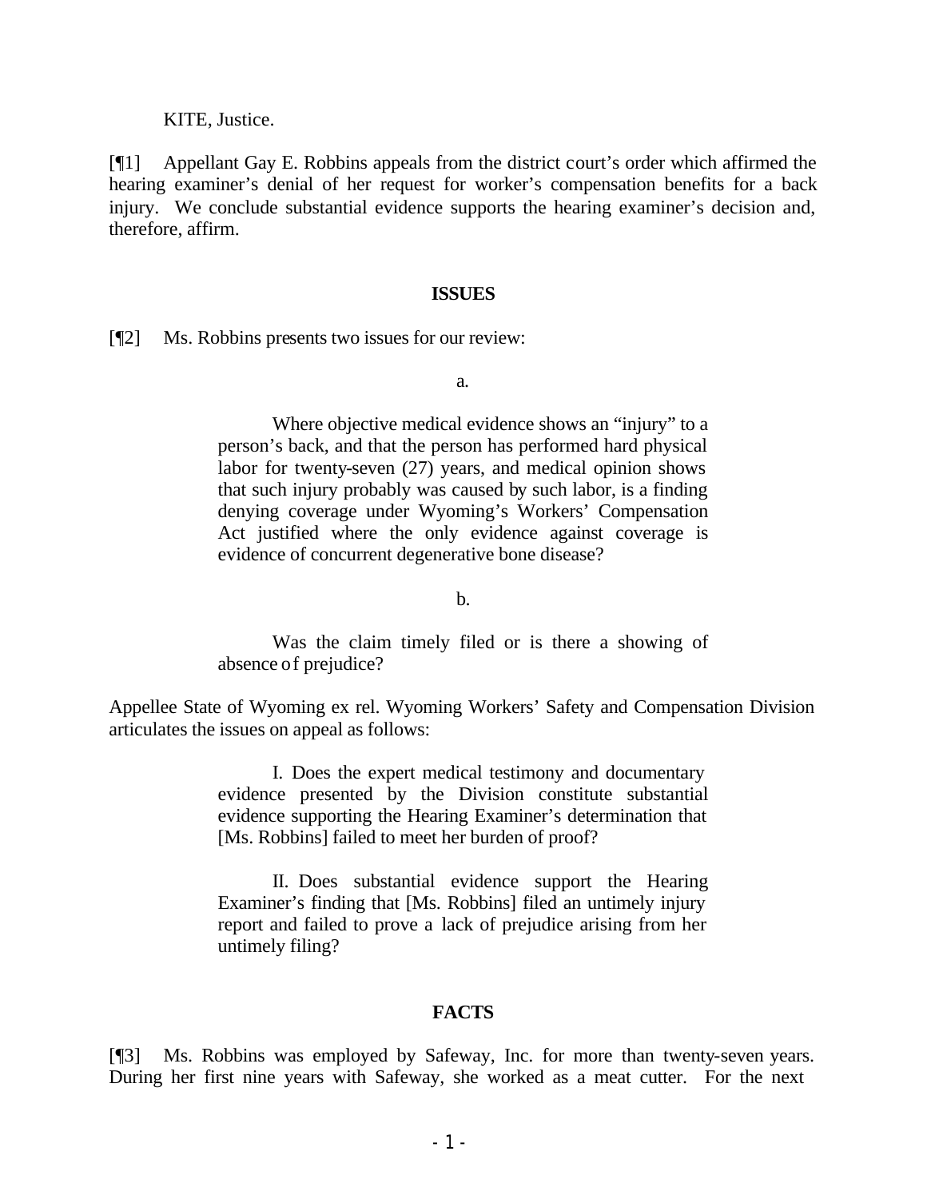KITE, Justice.

[¶1] Appellant Gay E. Robbins appeals from the district court's order which affirmed the hearing examiner's denial of her request for worker's compensation benefits for a back injury. We conclude substantial evidence supports the hearing examiner's decision and, therefore, affirm.

## ISSUES

[¶2] Ms. Robbins presents two issues for our review:

> a.
>
> Where objective medical evidence shows an "injury" to a person's back, and that the person has performed hard physical labor for twenty-seven (27) years, and medical opinion shows that such injury probably was caused by such labor, is a finding denying coverage under Wyoming's Workers' Compensation Act justified where the only evidence against coverage is evidence of concurrent degenerative bone disease?
>
> b.
>
> Was the claim timely filed or is there a showing of absence of prejudice?

Appellee State of Wyoming ex rel. Wyoming Workers' Safety and Compensation Division articulates the issues on appeal as follows:

> I. Does the expert medical testimony and documentary evidence presented by the Division constitute substantial evidence supporting the Hearing Examiner's determination that [Ms. Robbins] failed to meet her burden of proof?
>
> II. Does substantial evidence support the Hearing Examiner's finding that [Ms. Robbins] filed an untimely injury report and failed to prove a lack of prejudice arising from her untimely filing?

## FACTS

[¶3] Ms. Robbins was employed by Safeway, Inc. for more than twenty-seven years. During her first nine years with Safeway, she worked as a meat cutter. For the next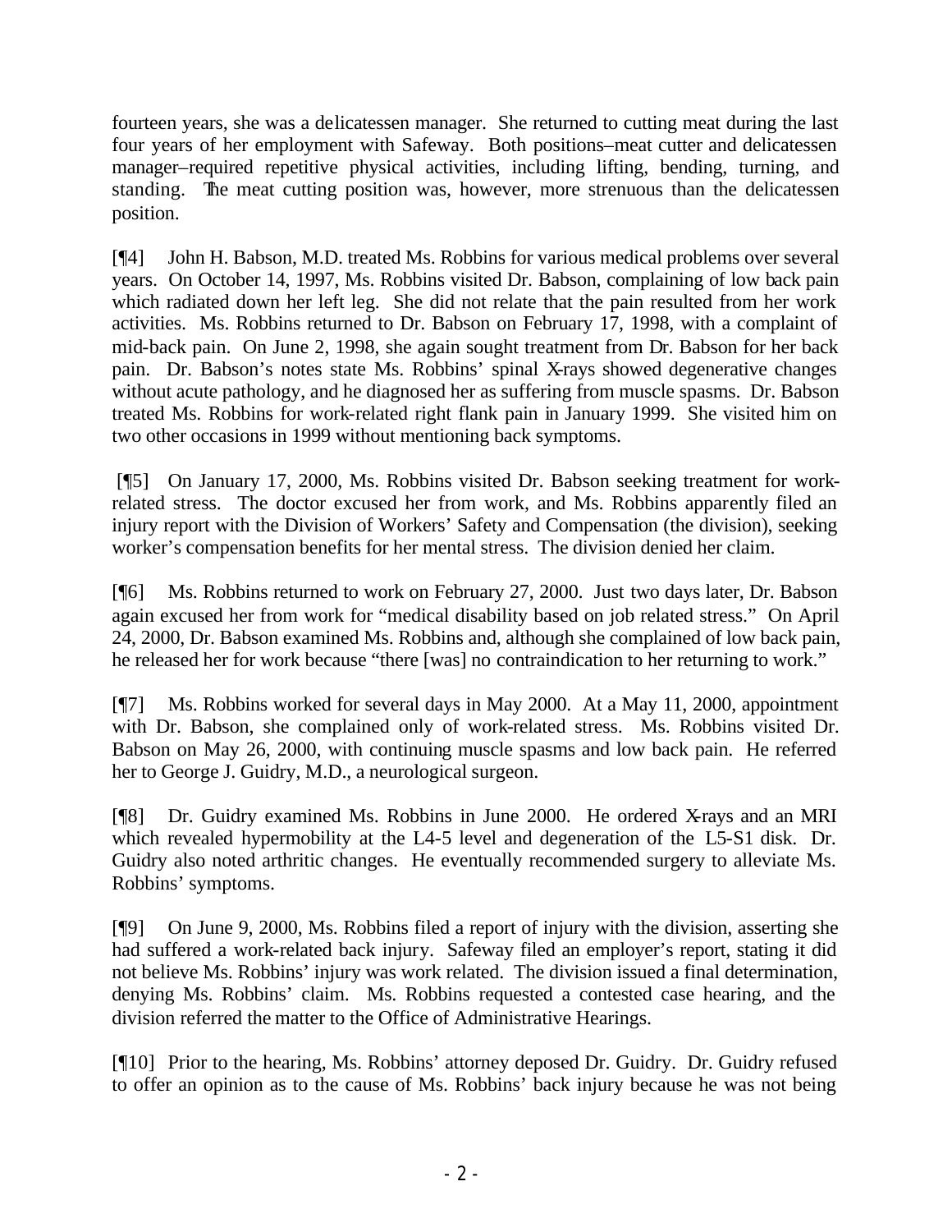fourteen years, she was a delicatessen manager. She returned to cutting meat during the last four years of her employment with Safeway. Both positions–meat cutter and delicatessen manager–required repetitive physical activities, including lifting, bending, turning, and standing. The meat cutting position was, however, more strenuous than the delicatessen position.

[¶4] John H. Babson, M.D. treated Ms. Robbins for various medical problems over several years. On October 14, 1997, Ms. Robbins visited Dr. Babson, complaining of low back pain which radiated down her left leg. She did not relate that the pain resulted from her work activities. Ms. Robbins returned to Dr. Babson on February 17, 1998, with a complaint of mid-back pain. On June 2, 1998, she again sought treatment from Dr. Babson for her back pain. Dr. Babson's notes state Ms. Robbins' spinal X-rays showed degenerative changes without acute pathology, and he diagnosed her as suffering from muscle spasms. Dr. Babson treated Ms. Robbins for work-related right flank pain in January 1999. She visited him on two other occasions in 1999 without mentioning back symptoms.

[¶5] On January 17, 2000, Ms. Robbins visited Dr. Babson seeking treatment for work-related stress. The doctor excused her from work, and Ms. Robbins apparently filed an injury report with the Division of Workers' Safety and Compensation (the division), seeking worker's compensation benefits for her mental stress. The division denied her claim.

[¶6] Ms. Robbins returned to work on February 27, 2000. Just two days later, Dr. Babson again excused her from work for "medical disability based on job related stress." On April 24, 2000, Dr. Babson examined Ms. Robbins and, although she complained of low back pain, he released her for work because "there [was] no contraindication to her returning to work."

[¶7] Ms. Robbins worked for several days in May 2000. At a May 11, 2000, appointment with Dr. Babson, she complained only of work-related stress. Ms. Robbins visited Dr. Babson on May 26, 2000, with continuing muscle spasms and low back pain. He referred her to George J. Guidry, M.D., a neurological surgeon.

[¶8] Dr. Guidry examined Ms. Robbins in June 2000. He ordered X-rays and an MRI which revealed hypermobility at the L4-5 level and degeneration of the L5-S1 disk. Dr. Guidry also noted arthritic changes. He eventually recommended surgery to alleviate Ms. Robbins' symptoms.

[¶9] On June 9, 2000, Ms. Robbins filed a report of injury with the division, asserting she had suffered a work-related back injury. Safeway filed an employer's report, stating it did not believe Ms. Robbins' injury was work related. The division issued a final determination, denying Ms. Robbins' claim. Ms. Robbins requested a contested case hearing, and the division referred the matter to the Office of Administrative Hearings.

[¶10] Prior to the hearing, Ms. Robbins' attorney deposed Dr. Guidry. Dr. Guidry refused to offer an opinion as to the cause of Ms. Robbins' back injury because he was not being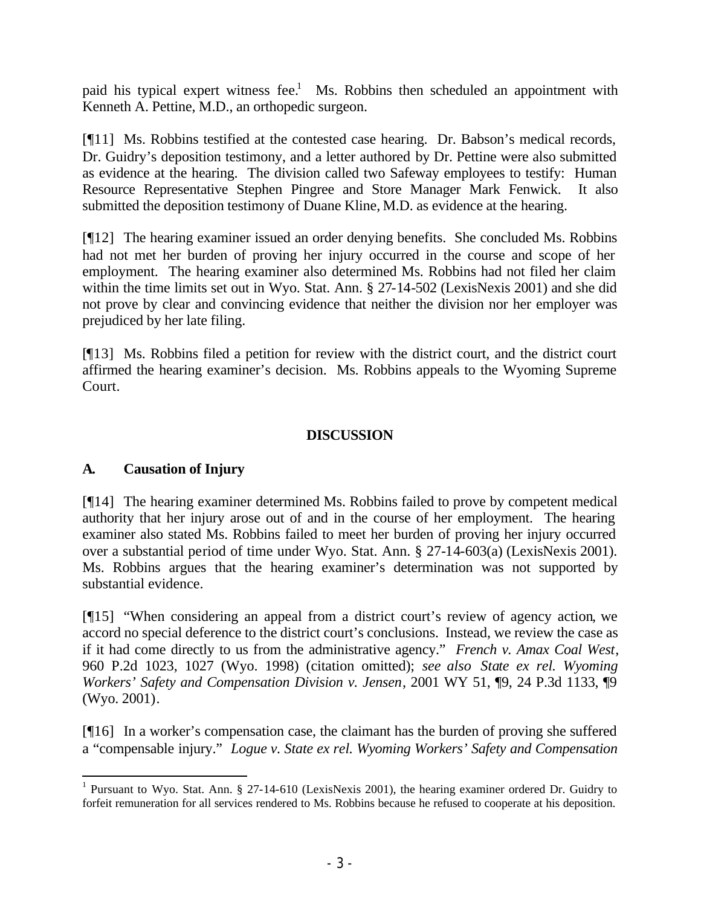paid his typical expert witness fee.[1] Ms. Robbins then scheduled an appointment with Kenneth A. Pettine, M.D., an orthopedic surgeon.

[¶11] Ms. Robbins testified at the contested case hearing. Dr. Babson's medical records, Dr. Guidry's deposition testimony, and a letter authored by Dr. Pettine were also submitted as evidence at the hearing. The division called two Safeway employees to testify: Human Resource Representative Stephen Pingree and Store Manager Mark Fenwick. It also submitted the deposition testimony of Duane Kline, M.D. as evidence at the hearing.

[¶12] The hearing examiner issued an order denying benefits. She concluded Ms. Robbins had not met her burden of proving her injury occurred in the course and scope of her employment. The hearing examiner also determined Ms. Robbins had not filed her claim within the time limits set out in Wyo. Stat. Ann. § 27-14-502 (LexisNexis 2001) and she did not prove by clear and convincing evidence that neither the division nor her employer was prejudiced by her late filing.

[¶13] Ms. Robbins filed a petition for review with the district court, and the district court affirmed the hearing examiner's decision. Ms. Robbins appeals to the Wyoming Supreme Court.

## DISCUSSION

### A. Causation of Injury

[¶14] The hearing examiner determined Ms. Robbins failed to prove by competent medical authority that her injury arose out of and in the course of her employment. The hearing examiner also stated Ms. Robbins failed to meet her burden of proving her injury occurred over a substantial period of time under Wyo. Stat. Ann. § 27-14-603(a) (LexisNexis 2001). Ms. Robbins argues that the hearing examiner's determination was not supported by substantial evidence.

[¶15] "When considering an appeal from a district court's review of agency action, we accord no special deference to the district court's conclusions. Instead, we review the case as if it had come directly to us from the administrative agency." *French v. Amax Coal West*, 960 P.2d 1023, 1027 (Wyo. 1998) (citation omitted); *see also State ex rel. Wyoming Workers' Safety and Compensation Division v. Jensen*, 2001 WY 51, ¶9, 24 P.3d 1133, ¶9 (Wyo. 2001).

[¶16] In a worker's compensation case, the claimant has the burden of proving she suffered a "compensable injury." *Logue v. State ex rel. Wyoming Workers' Safety and Compensation*

---

[1] Pursuant to Wyo. Stat. Ann. § 27-14-610 (LexisNexis 2001), the hearing examiner ordered Dr. Guidry to forfeit remuneration for all services rendered to Ms. Robbins because he refused to cooperate at his deposition.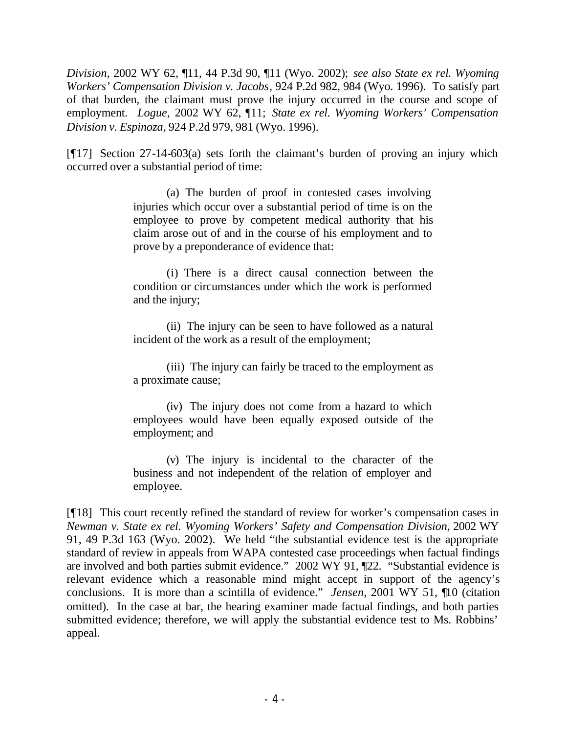*Division*, 2002 WY 62, ¶11, 44 P.3d 90, ¶11 (Wyo. 2002); *see also State ex rel. Wyoming Workers' Compensation Division v. Jacobs*, 924 P.2d 982, 984 (Wyo. 1996). To satisfy part of that burden, the claimant must prove the injury occurred in the course and scope of employment. *Logue*, 2002 WY 62, ¶11; *State ex rel. Wyoming Workers' Compensation Division v. Espinoza*, 924 P.2d 979, 981 (Wyo. 1996).

[¶17] Section 27-14-603(a) sets forth the claimant's burden of proving an injury which occurred over a substantial period of time:

> (a) The burden of proof in contested cases involving injuries which occur over a substantial period of time is on the employee to prove by competent medical authority that his claim arose out of and in the course of his employment and to prove by a preponderance of evidence that:
>
> (i) There is a direct causal connection between the condition or circumstances under which the work is performed and the injury;
>
> (ii) The injury can be seen to have followed as a natural incident of the work as a result of the employment;
>
> (iii) The injury can fairly be traced to the employment as a proximate cause;
>
> (iv) The injury does not come from a hazard to which employees would have been equally exposed outside of the employment; and
>
> (v) The injury is incidental to the character of the business and not independent of the relation of employer and employee.

[¶18] This court recently refined the standard of review for worker's compensation cases in *Newman v. State ex rel. Wyoming Workers' Safety and Compensation Division*, 2002 WY 91, 49 P.3d 163 (Wyo. 2002). We held "the substantial evidence test is the appropriate standard of review in appeals from WAPA contested case proceedings when factual findings are involved and both parties submit evidence." 2002 WY 91, ¶22. "Substantial evidence is relevant evidence which a reasonable mind might accept in support of the agency's conclusions. It is more than a scintilla of evidence." *Jensen*, 2001 WY 51, ¶10 (citation omitted). In the case at bar, the hearing examiner made factual findings, and both parties submitted evidence; therefore, we will apply the substantial evidence test to Ms. Robbins' appeal.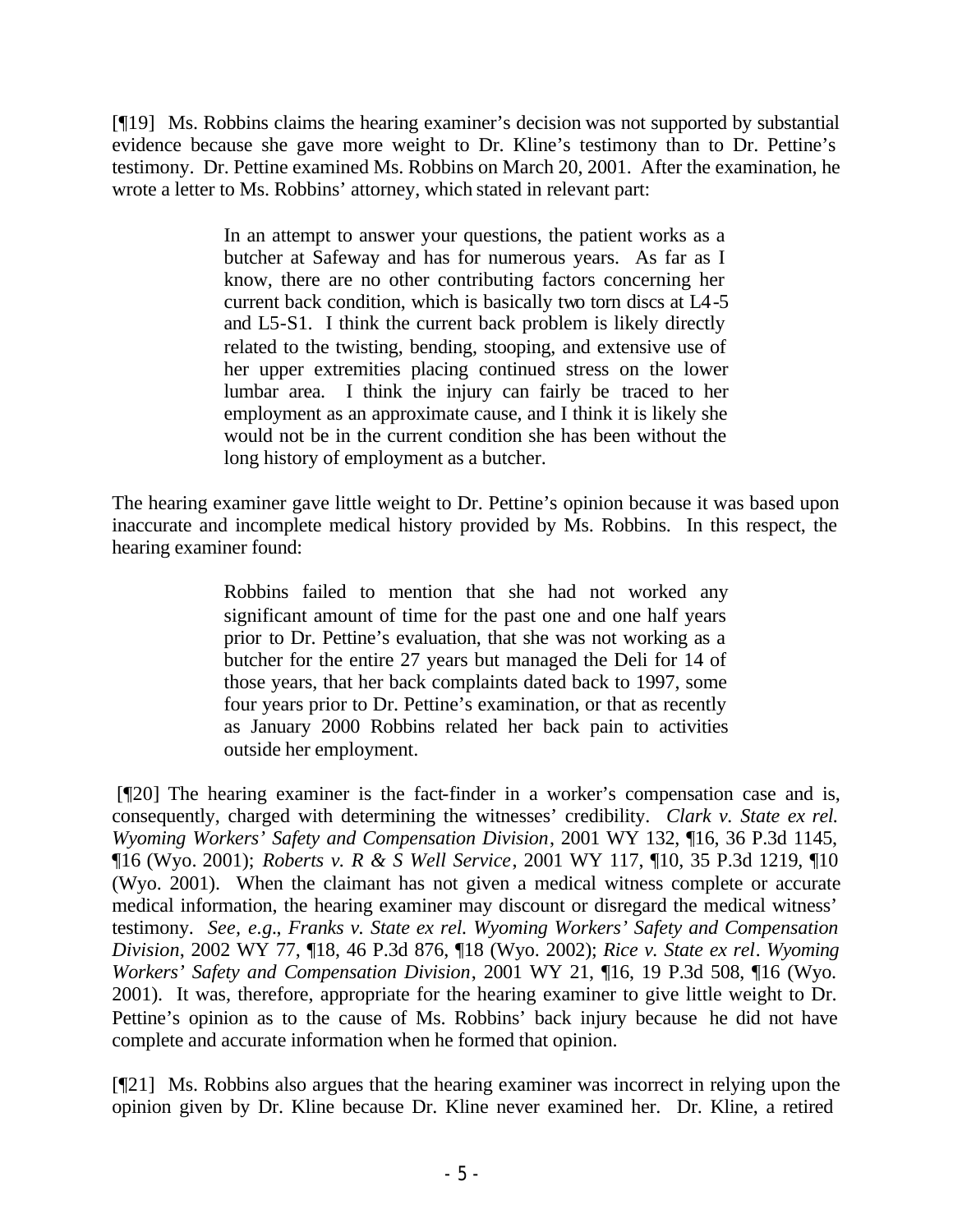[¶19] Ms. Robbins claims the hearing examiner's decision was not supported by substantial evidence because she gave more weight to Dr. Kline's testimony than to Dr. Pettine's testimony. Dr. Pettine examined Ms. Robbins on March 20, 2001. After the examination, he wrote a letter to Ms. Robbins' attorney, which stated in relevant part:

> In an attempt to answer your questions, the patient works as a butcher at Safeway and has for numerous years. As far as I know, there are no other contributing factors concerning her current back condition, which is basically two torn discs at L4-5 and L5-S1. I think the current back problem is likely directly related to the twisting, bending, stooping, and extensive use of her upper extremities placing continued stress on the lower lumbar area. I think the injury can fairly be traced to her employment as an approximate cause, and I think it is likely she would not be in the current condition she has been without the long history of employment as a butcher.

The hearing examiner gave little weight to Dr. Pettine's opinion because it was based upon inaccurate and incomplete medical history provided by Ms. Robbins. In this respect, the hearing examiner found:

> Robbins failed to mention that she had not worked any significant amount of time for the past one and one half years prior to Dr. Pettine's evaluation, that she was not working as a butcher for the entire 27 years but managed the Deli for 14 of those years, that her back complaints dated back to 1997, some four years prior to Dr. Pettine's examination, or that as recently as January 2000 Robbins related her back pain to activities outside her employment.

[¶20] The hearing examiner is the fact-finder in a worker's compensation case and is, consequently, charged with determining the witnesses' credibility. *Clark v. State ex rel. Wyoming Workers' Safety and Compensation Division*, 2001 WY 132, ¶16, 36 P.3d 1145, ¶16 (Wyo. 2001); *Roberts v. R & S Well Service*, 2001 WY 117, ¶10, 35 P.3d 1219, ¶10 (Wyo. 2001). When the claimant has not given a medical witness complete or accurate medical information, the hearing examiner may discount or disregard the medical witness' testimony. *See, e.g*., *Franks v. State ex rel. Wyoming Workers' Safety and Compensation Division*, 2002 WY 77, ¶18, 46 P.3d 876, ¶18 (Wyo. 2002); *Rice v. State ex rel*. *Wyoming Workers' Safety and Compensation Division*, 2001 WY 21, ¶16, 19 P.3d 508, ¶16 (Wyo. 2001). It was, therefore, appropriate for the hearing examiner to give little weight to Dr. Pettine's opinion as to the cause of Ms. Robbins' back injury because he did not have complete and accurate information when he formed that opinion.

[¶21] Ms. Robbins also argues that the hearing examiner was incorrect in relying upon the opinion given by Dr. Kline because Dr. Kline never examined her. Dr. Kline, a retired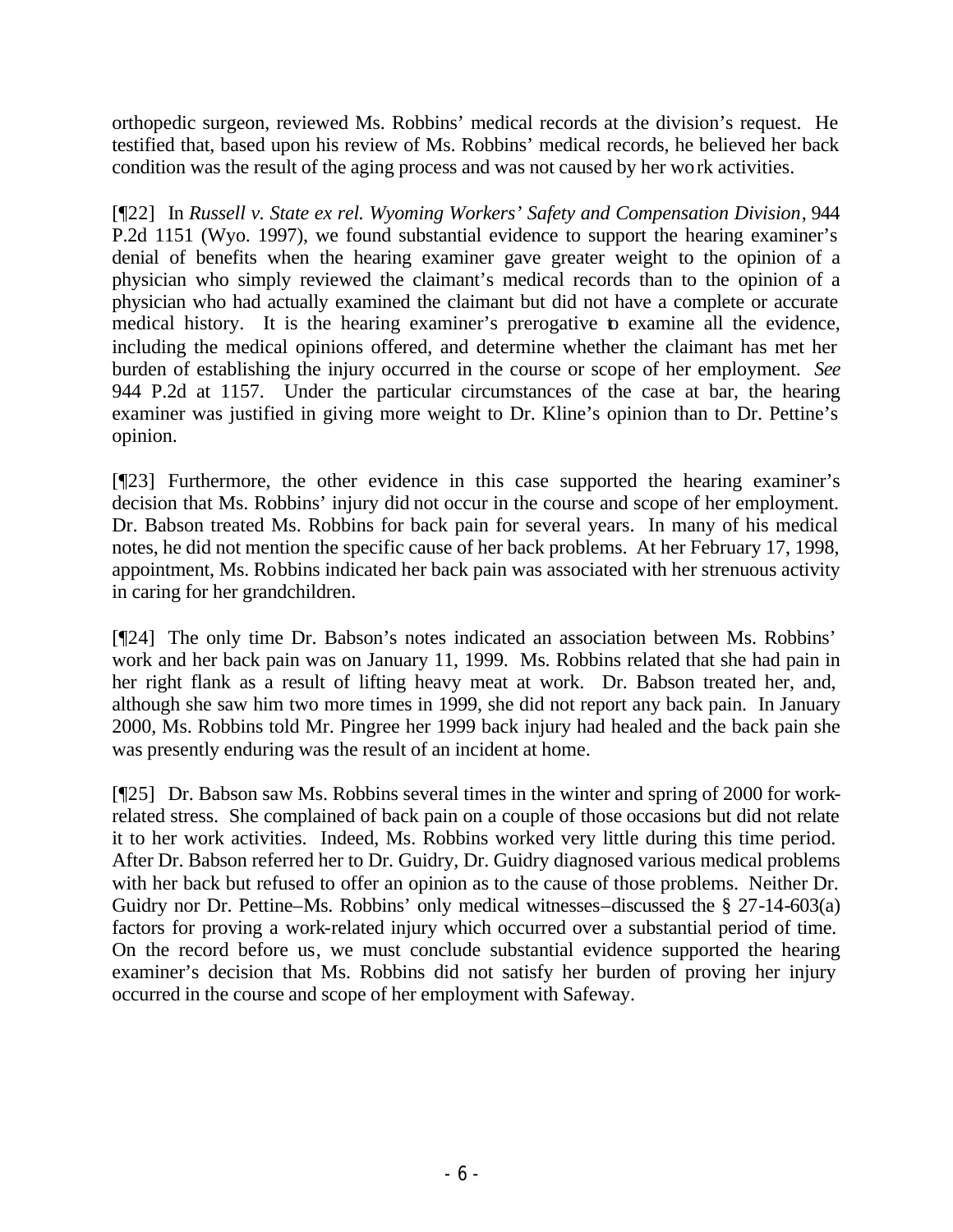orthopedic surgeon, reviewed Ms. Robbins' medical records at the division's request. He testified that, based upon his review of Ms. Robbins' medical records, he believed her back condition was the result of the aging process and was not caused by her work activities.

[¶22] In *Russell v. State ex rel. Wyoming Workers' Safety and Compensation Division*, 944 P.2d 1151 (Wyo. 1997), we found substantial evidence to support the hearing examiner's denial of benefits when the hearing examiner gave greater weight to the opinion of a physician who simply reviewed the claimant's medical records than to the opinion of a physician who had actually examined the claimant but did not have a complete or accurate medical history. It is the hearing examiner's prerogative to examine all the evidence, including the medical opinions offered, and determine whether the claimant has met her burden of establishing the injury occurred in the course or scope of her employment. *See* 944 P.2d at 1157. Under the particular circumstances of the case at bar, the hearing examiner was justified in giving more weight to Dr. Kline's opinion than to Dr. Pettine's opinion.

[¶23] Furthermore, the other evidence in this case supported the hearing examiner's decision that Ms. Robbins' injury did not occur in the course and scope of her employment. Dr. Babson treated Ms. Robbins for back pain for several years. In many of his medical notes, he did not mention the specific cause of her back problems. At her February 17, 1998, appointment, Ms. Robbins indicated her back pain was associated with her strenuous activity in caring for her grandchildren.

[¶24] The only time Dr. Babson's notes indicated an association between Ms. Robbins' work and her back pain was on January 11, 1999. Ms. Robbins related that she had pain in her right flank as a result of lifting heavy meat at work. Dr. Babson treated her, and, although she saw him two more times in 1999, she did not report any back pain. In January 2000, Ms. Robbins told Mr. Pingree her 1999 back injury had healed and the back pain she was presently enduring was the result of an incident at home.

[¶25] Dr. Babson saw Ms. Robbins several times in the winter and spring of 2000 for work-related stress. She complained of back pain on a couple of those occasions but did not relate it to her work activities. Indeed, Ms. Robbins worked very little during this time period. After Dr. Babson referred her to Dr. Guidry, Dr. Guidry diagnosed various medical problems with her back but refused to offer an opinion as to the cause of those problems. Neither Dr. Guidry nor Dr. Pettine–Ms. Robbins' only medical witnesses–discussed the § 27-14-603(a) factors for proving a work-related injury which occurred over a substantial period of time. On the record before us, we must conclude substantial evidence supported the hearing examiner's decision that Ms. Robbins did not satisfy her burden of proving her injury occurred in the course and scope of her employment with Safeway.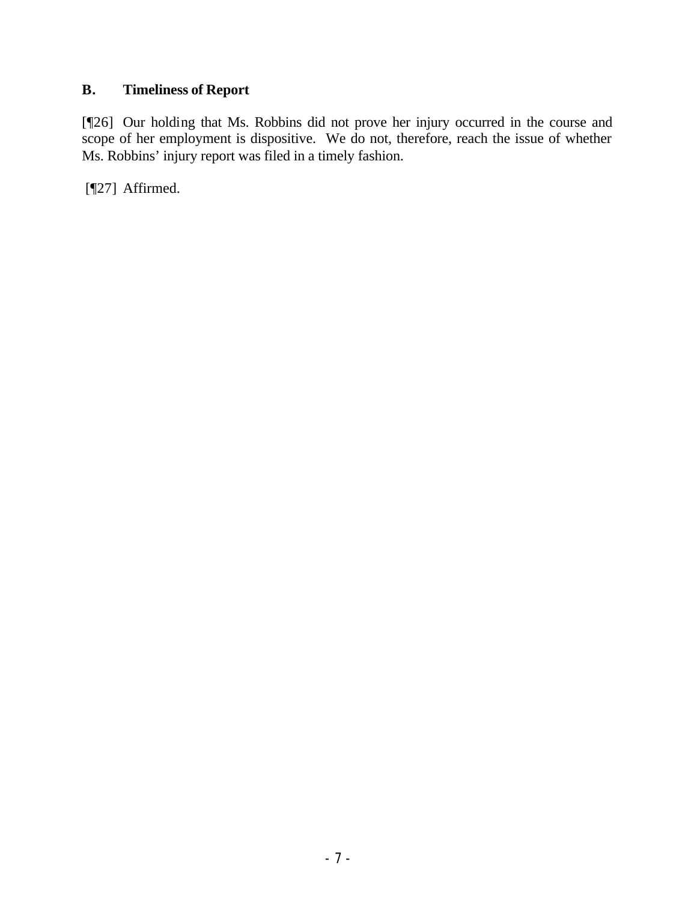### B. Timeliness of Report

[¶26] Our holding that Ms. Robbins did not prove her injury occurred in the course and scope of her employment is dispositive. We do not, therefore, reach the issue of whether Ms. Robbins' injury report was filed in a timely fashion.

[¶27] Affirmed.